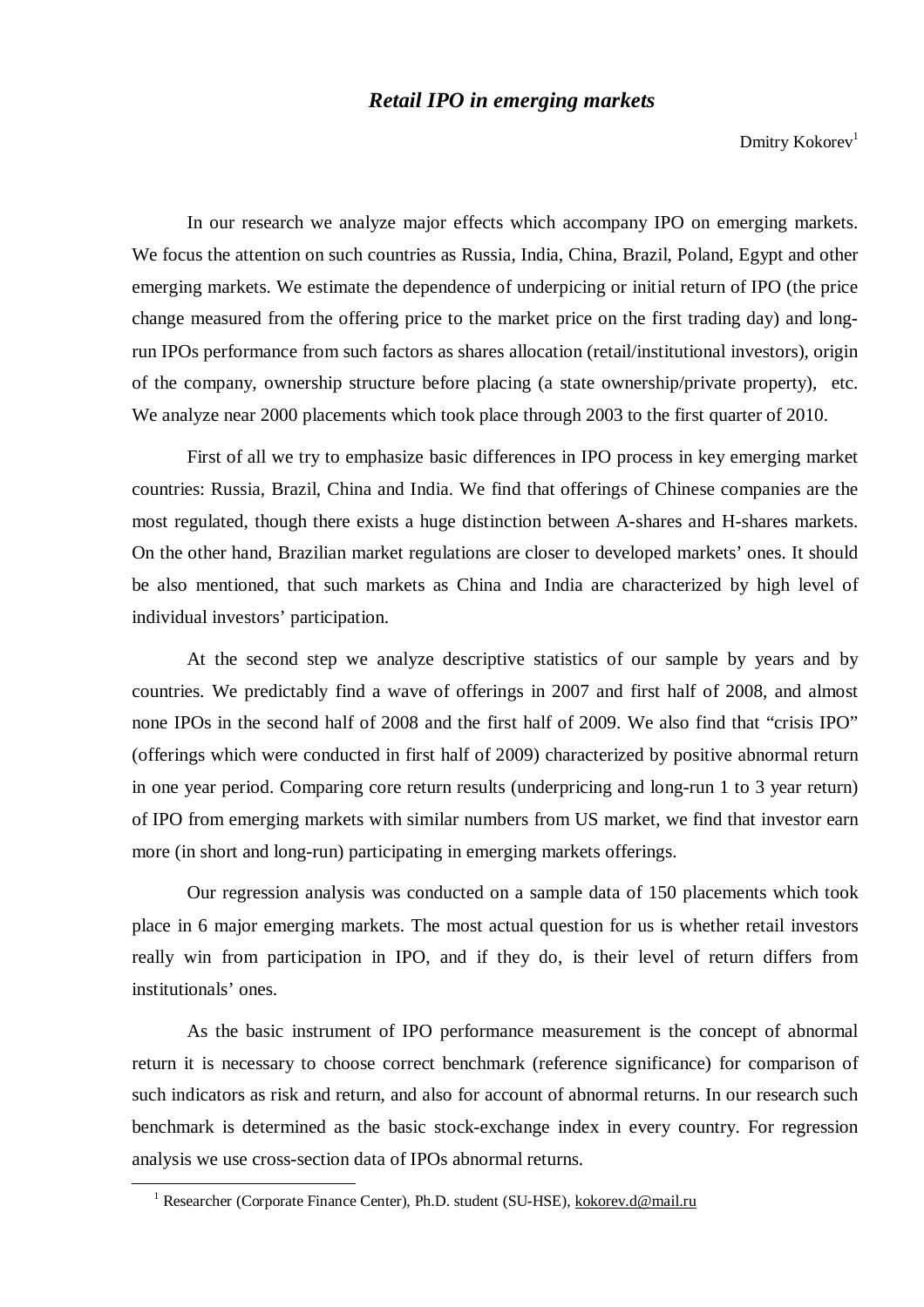# *Retail IPO in emerging markets*

Dmitry Kokorev[1]

In our research we analyze major effects which accompany IPO on emerging markets. We focus the attention on such countries as Russia, India, China, Brazil, Poland, Egypt and other emerging markets. We estimate the dependence of underpicing or initial return of IPO (the price change measured from the offering price to the market price on the first trading day) and long-run IPOs performance from such factors as shares allocation (retail/institutional investors), origin of the company, ownership structure before placing (a state ownership/private property), etc. We analyze near 2000 placements which took place through 2003 to the first quarter of 2010.

First of all we try to emphasize basic differences in IPO process in key emerging market countries: Russia, Brazil, China and India. We find that offerings of Chinese companies are the most regulated, though there exists a huge distinction between A-shares and H-shares markets. On the other hand, Brazilian market regulations are closer to developed markets' ones. It should be also mentioned, that such markets as China and India are characterized by high level of individual investors' participation.

At the second step we analyze descriptive statistics of our sample by years and by countries. We predictably find a wave of offerings in 2007 and first half of 2008, and almost none IPOs in the second half of 2008 and the first half of 2009. We also find that "crisis IPO" (offerings which were conducted in first half of 2009) characterized by positive abnormal return in one year period. Comparing core return results (underpricing and long-run 1 to 3 year return) of IPO from emerging markets with similar numbers from US market, we find that investor earn more (in short and long-run) participating in emerging markets offerings.

Our regression analysis was conducted on a sample data of 150 placements which took place in 6 major emerging markets. The most actual question for us is whether retail investors really win from participation in IPO, and if they do, is their level of return differs from institutionals' ones.

As the basic instrument of IPO performance measurement is the concept of abnormal return it is necessary to choose correct benchmark (reference significance) for comparison of such indicators as risk and return, and also for account of abnormal returns. In our research such benchmark is determined as the basic stock-exchange index in every country. For regression analysis we use cross-section data of IPOs abnormal returns.

---

[1] Researcher (Corporate Finance Center), Ph.D. student (SU-HSE), kokorev.d@mail.ru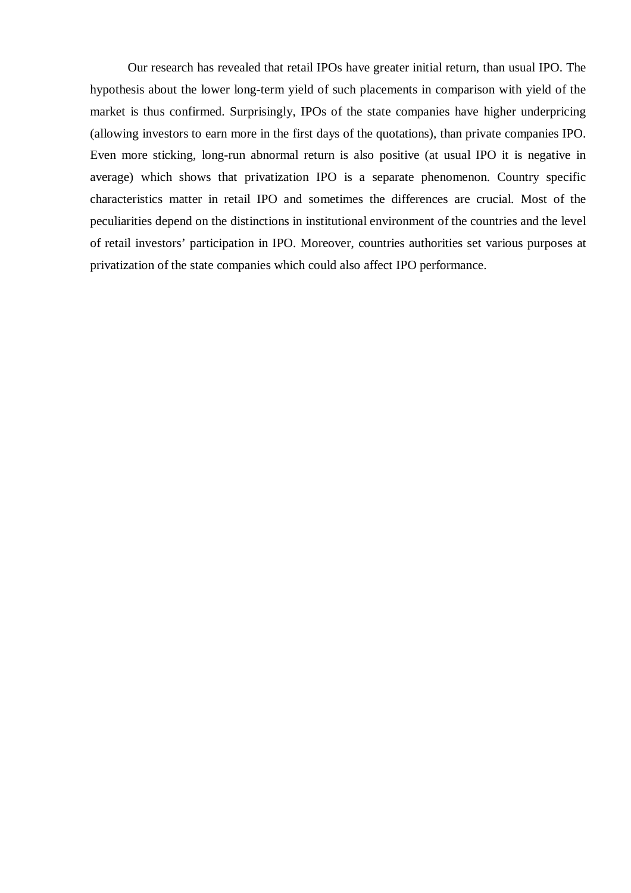Our research has revealed that retail IPOs have greater initial return, than usual IPO. The hypothesis about the lower long-term yield of such placements in comparison with yield of the market is thus confirmed. Surprisingly, IPOs of the state companies have higher underpricing (allowing investors to earn more in the first days of the quotations), than private companies IPO. Even more sticking, long-run abnormal return is also positive (at usual IPO it is negative in average) which shows that privatization IPO is a separate phenomenon. Country specific characteristics matter in retail IPO and sometimes the differences are crucial. Most of the peculiarities depend on the distinctions in institutional environment of the countries and the level of retail investors' participation in IPO. Moreover, countries authorities set various purposes at privatization of the state companies which could also affect IPO performance.